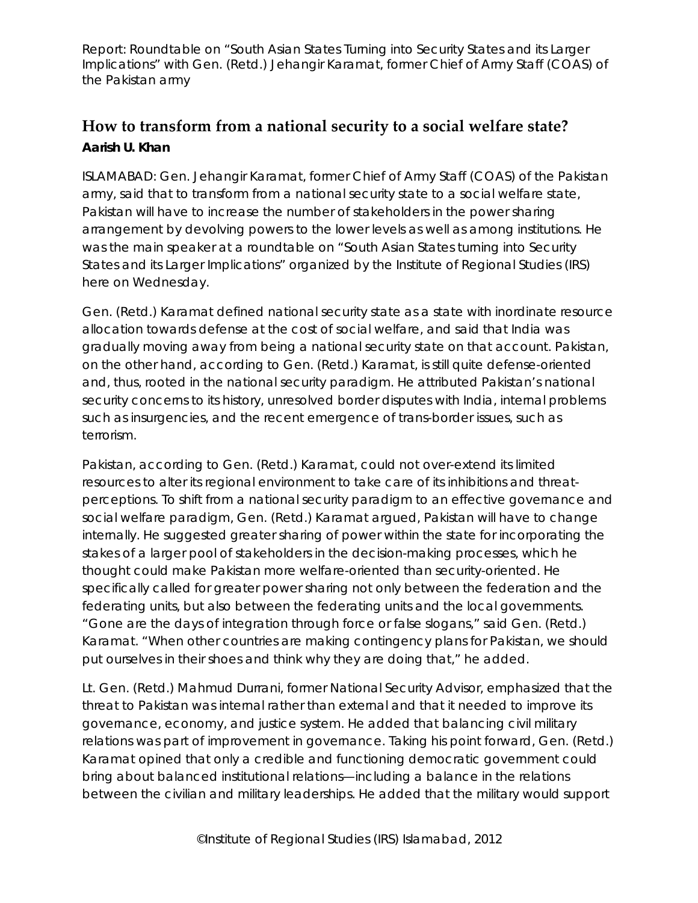Report: Roundtable on "South Asian States Turning into Security States and its Larger Implications" with Gen. (Retd.) Jehangir Karamat, former Chief of Army Staff (COAS) of the Pakistan army

## How to transform from a national security to a social welfare state?

**Aarish U. Khan**

ISLAMABAD: Gen. Jehangir Karamat, former Chief of Army Staff (COAS) of the Pakistan army, said that to transform from a national security state to a social welfare state, Pakistan will have to increase the number of stakeholders in the power sharing arrangement by devolving powers to the lower levels as well as among institutions. He was the main speaker at a roundtable on "South Asian States turning into Security States and its Larger Implications" organized by the Institute of Regional Studies (IRS) here on Wednesday.

Gen. (Retd.) Karamat defined national security state as a state with inordinate resource allocation towards defense at the cost of social welfare, and said that India was gradually moving away from being a national security state on that account. Pakistan, on the other hand, according to Gen. (Retd.) Karamat, is still quite defense-oriented and, thus, rooted in the national security paradigm. He attributed Pakistan's national security concerns to its history, unresolved border disputes with India, internal problems such as insurgencies, and the recent emergence of trans-border issues, such as terrorism.

Pakistan, according to Gen. (Retd.) Karamat, could not over-extend its limited resources to alter its regional environment to take care of its inhibitions and threat-perceptions. To shift from a national security paradigm to an effective governance and social welfare paradigm, Gen. (Retd.) Karamat argued, Pakistan will have to change internally. He suggested greater sharing of power within the state for incorporating the stakes of a larger pool of stakeholders in the decision-making processes, which he thought could make Pakistan more welfare-oriented than security-oriented. He specifically called for greater power sharing not only between the federation and the federating units, but also between the federating units and the local governments. "Gone are the days of integration through force or false slogans," said Gen. (Retd.) Karamat. "When other countries are making contingency plans for Pakistan, we should put ourselves in their shoes and think why they are doing that," he added.

Lt. Gen. (Retd.) Mahmud Durrani, former National Security Advisor, emphasized that the threat to Pakistan was internal rather than external and that it needed to improve its governance, economy, and justice system. He added that balancing civil military relations was part of improvement in governance. Taking his point forward, Gen. (Retd.) Karamat opined that only a credible and functioning democratic government could bring about balanced institutional relations—including a balance in the relations between the civilian and military leaderships. He added that the military would support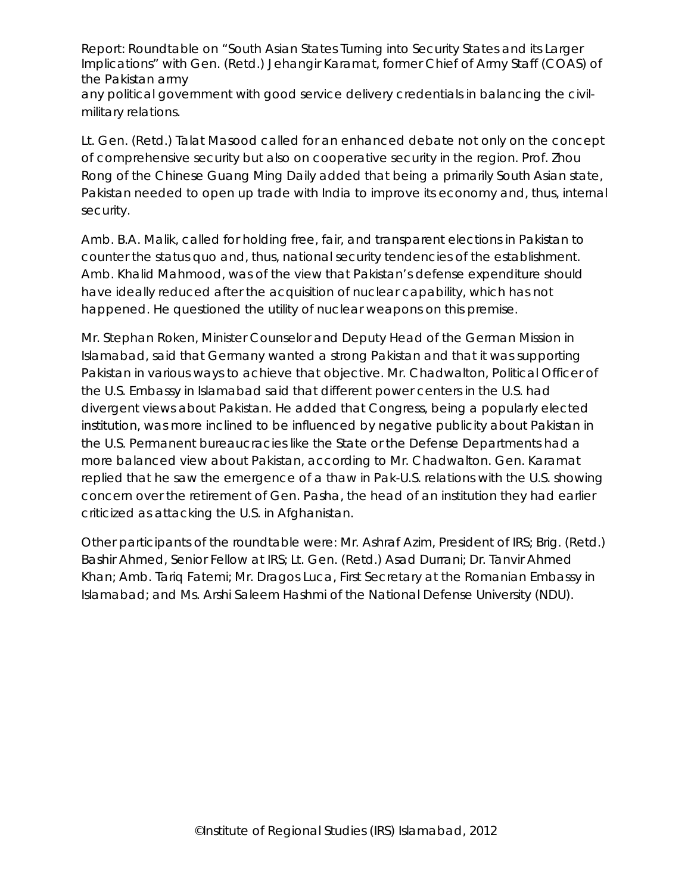any political government with good service delivery credentials in balancing the civil-military relations.

Lt. Gen. (Retd.) Talat Masood called for an enhanced debate not only on the concept of comprehensive security but also on cooperative security in the region. Prof. Zhou Rong of the Chinese Guang Ming Daily added that being a primarily South Asian state, Pakistan needed to open up trade with India to improve its economy and, thus, internal security.

Amb. B.A. Malik, called for holding free, fair, and transparent elections in Pakistan to counter the status quo and, thus, national security tendencies of the establishment. Amb. Khalid Mahmood, was of the view that Pakistan's defense expenditure should have ideally reduced after the acquisition of nuclear capability, which has not happened. He questioned the utility of nuclear weapons on this premise.

Mr. Stephan Roken, Minister Counselor and Deputy Head of the German Mission in Islamabad, said that Germany wanted a strong Pakistan and that it was supporting Pakistan in various ways to achieve that objective. Mr. Chadwalton, Political Officer of the U.S. Embassy in Islamabad said that different power centers in the U.S. had divergent views about Pakistan. He added that Congress, being a popularly elected institution, was more inclined to be influenced by negative publicity about Pakistan in the U.S. Permanent bureaucracies like the State or the Defense Departments had a more balanced view about Pakistan, according to Mr. Chadwalton. Gen. Karamat replied that he saw the emergence of a thaw in Pak-U.S. relations with the U.S. showing concern over the retirement of Gen. Pasha, the head of an institution they had earlier criticized as attacking the U.S. in Afghanistan.

Other participants of the roundtable were: Mr. Ashraf Azim, President of IRS; Brig. (Retd.) Bashir Ahmed, Senior Fellow at IRS; Lt. Gen. (Retd.) Asad Durrani; Dr. Tanvir Ahmed Khan; Amb. Tariq Fatemi; Mr. Dragos Luca, First Secretary at the Romanian Embassy in Islamabad; and Ms. Arshi Saleem Hashmi of the National Defense University (NDU).